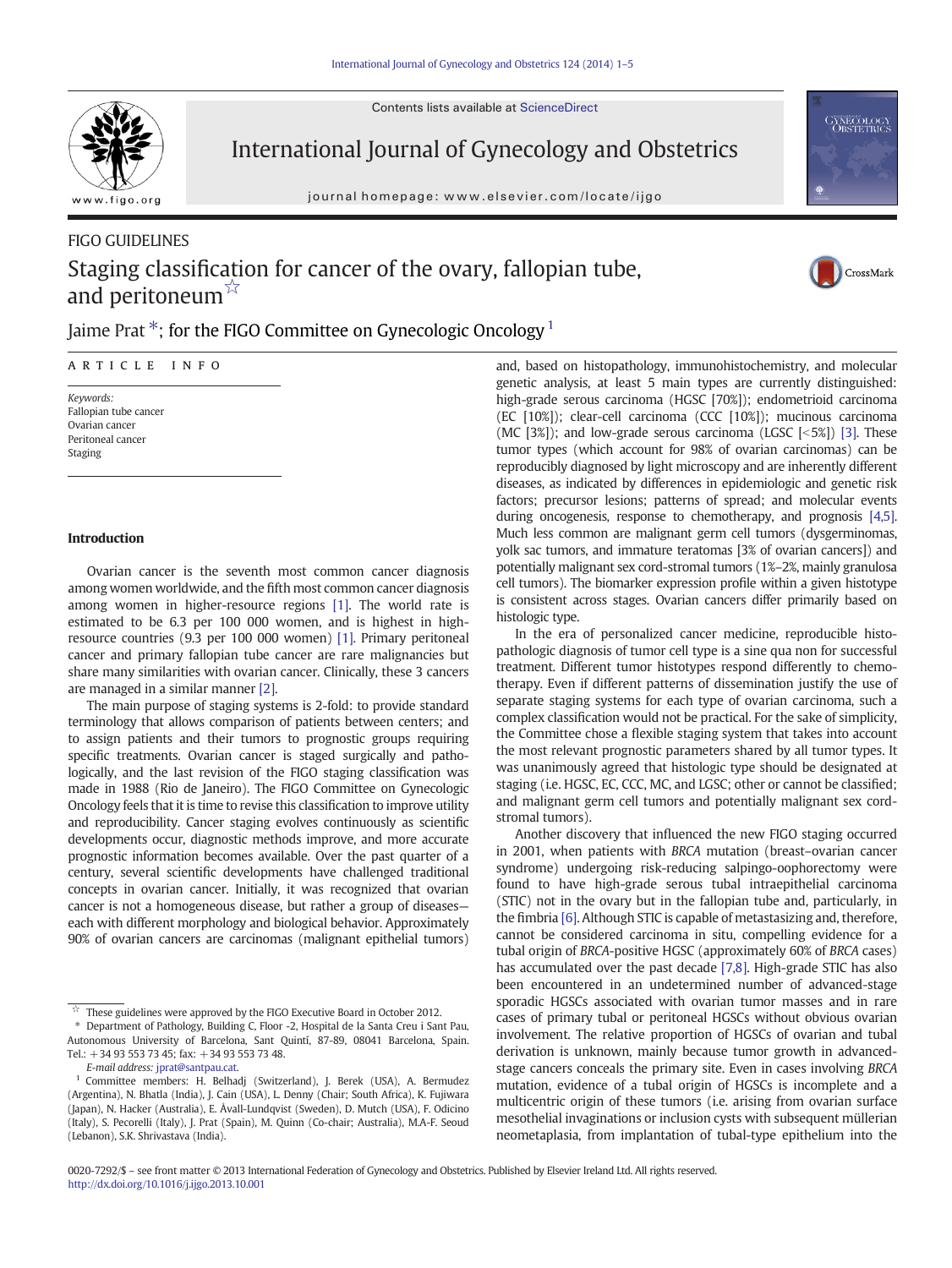FIGO GUIDELINES

# Staging classification for cancer of the ovary, fallopian tube, and peritoneum ☆

Jaime Prat *; for the FIGO Committee on Gynecologic Oncology [1]

ARTICLE INFO

*Keywords:*
Fallopian tube cancer
Ovarian cancer
Peritoneal cancer
Staging

## Introduction

Ovarian cancer is the seventh most common cancer diagnosis among women worldwide, and the fifth most common cancer diagnosis among women in higher-resource regions [1]. The world rate is estimated to be 6.3 per 100 000 women, and is highest in high-resource countries (9.3 per 100 000 women) [1]. Primary peritoneal cancer and primary fallopian tube cancer are rare malignancies but share many similarities with ovarian cancer. Clinically, these 3 cancers are managed in a similar manner [2].

The main purpose of staging systems is 2-fold: to provide standard terminology that allows comparison of patients between centers; and to assign patients and their tumors to prognostic groups requiring specific treatments. Ovarian cancer is staged surgically and pathologically, and the last revision of the FIGO staging classification was made in 1988 (Rio de Janeiro). The FIGO Committee on Gynecologic Oncology feels that it is time to revise this classification to improve utility and reproducibility. Cancer staging evolves continuously as scientific developments occur, diagnostic methods improve, and more accurate prognostic information becomes available. Over the past quarter of a century, several scientific developments have challenged traditional concepts in ovarian cancer. Initially, it was recognized that ovarian cancer is not a homogeneous disease, but rather a group of diseases—each with different morphology and biological behavior. Approximately 90% of ovarian cancers are carcinomas (malignant epithelial tumors) and, based on histopathology, immunohistochemistry, and molecular genetic analysis, at least 5 main types are currently distinguished: high-grade serous carcinoma (HGSC [70%]); endometrioid carcinoma (EC [10%]); clear-cell carcinoma (CCC [10%]); mucinous carcinoma (MC [3%]); and low-grade serous carcinoma (LGSC [<5%]) [3]. These tumor types (which account for 98% of ovarian carcinomas) can be reproducibly diagnosed by light microscopy and are inherently different diseases, as indicated by differences in epidemiologic and genetic risk factors; precursor lesions; patterns of spread; and molecular events during oncogenesis, response to chemotherapy, and prognosis [4,5]. Much less common are malignant germ cell tumors (dysgerminomas, yolk sac tumors, and immature teratomas [3% of ovarian cancers]) and potentially malignant sex cord-stromal tumors (1%–2%, mainly granulosa cell tumors). The biomarker expression profile within a given histotype is consistent across stages. Ovarian cancers differ primarily based on histologic type.

In the era of personalized cancer medicine, reproducible histopathologic diagnosis of tumor cell type is a sine qua non for successful treatment. Different tumor histotypes respond differently to chemotherapy. Even if different patterns of dissemination justify the use of separate staging systems for each type of ovarian carcinoma, such a complex classification would not be practical. For the sake of simplicity, the Committee chose a flexible staging system that takes into account the most relevant prognostic parameters shared by all tumor types. It was unanimously agreed that histologic type should be designated at staging (i.e. HGSC, EC, CCC, MC, and LGSC; other or cannot be classified; and malignant germ cell tumors and potentially malignant sex cord-stromal tumors).

Another discovery that influenced the new FIGO staging occurred in 2001, when patients with *BRCA* mutation (breast–ovarian cancer syndrome) undergoing risk-reducing salpingo-oophorectomy were found to have high-grade serous tubal intraepithelial carcinoma (STIC) not in the ovary but in the fallopian tube and, particularly, in the fimbria [6]. Although STIC is capable of metastasizing and, therefore, cannot be considered carcinoma in situ, compelling evidence for a tubal origin of *BRCA*-positive HGSC (approximately 60% of *BRCA* cases) has accumulated over the past decade [7,8]. High-grade STIC has also been encountered in an undetermined number of advanced-stage sporadic HGSCs associated with ovarian tumor masses and in rare cases of primary tubal or peritoneal HGSCs without obvious ovarian involvement. The relative proportion of HGSCs of ovarian and tubal derivation is unknown, mainly because tumor growth in advanced-stage cancers conceals the primary site. Even in cases involving *BRCA* mutation, evidence of a tubal origin of HGSCs is incomplete and a multicentric origin of these tumors (i.e. arising from ovarian surface mesothelial invaginations or inclusion cysts with subsequent müllerian neometaplasia, from implantation of tubal-type epithelium into the

☆ These guidelines were approved by the FIGO Executive Board in October 2012.

* Department of Pathology, Building C, Floor -2, Hospital de la Santa Creu i Sant Pau, Autonomous University of Barcelona, Sant Quintí, 87-89, 08041 Barcelona, Spain. Tel.: +34 93 553 73 45; fax: +34 93 553 73 48.

*E-mail address:* jprat@santpau.cat.

[1] Committee members: H. Belhadj (Switzerland), J. Berek (USA), A. Bermudez (Argentina), N. Bhatla (India), J. Cain (USA), L. Denny (Chair; South Africa), K. Fujiwara (Japan), N. Hacker (Australia), E. Åvall-Lundqvist (Sweden), D. Mutch (USA), F. Odicino (Italy), S. Pecorelli (Italy), J. Prat (Spain), M. Quinn (Co-chair; Australia), M.A-F. Seoud (Lebanon), S.K. Shrivastava (India).

0020-7292/$ – see front matter © 2013 International Federation of Gynecology and Obstetrics. Published by Elsevier Ireland Ltd. All rights reserved.
http://dx.doi.org/10.1016/j.ijgo.2013.10.001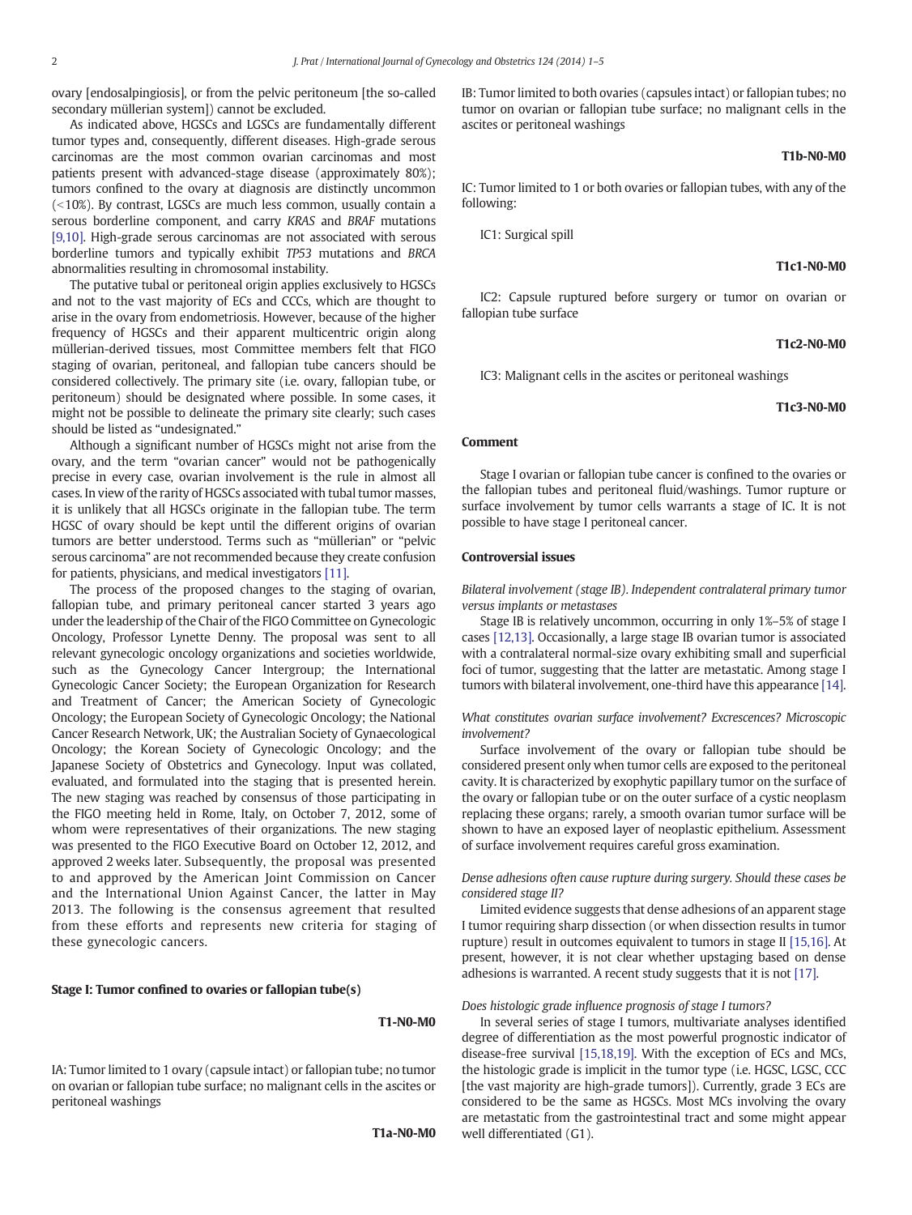ovary [endosalpingiosis], or from the pelvic peritoneum [the so-called secondary müllerian system]) cannot be excluded.

As indicated above, HGSCs and LGSCs are fundamentally different tumor types and, consequently, different diseases. High-grade serous carcinomas are the most common ovarian carcinomas and most patients present with advanced-stage disease (approximately 80%); tumors confined to the ovary at diagnosis are distinctly uncommon (<10%). By contrast, LGSCs are much less common, usually contain a serous borderline component, and carry *KRAS* and *BRAF* mutations [9,10]. High-grade serous carcinomas are not associated with serous borderline tumors and typically exhibit *TP53* mutations and *BRCA* abnormalities resulting in chromosomal instability.

The putative tubal or peritoneal origin applies exclusively to HGSCs and not to the vast majority of ECs and CCCs, which are thought to arise in the ovary from endometriosis. However, because of the higher frequency of HGSCs and their apparent multicentric origin along müllerian-derived tissues, most Committee members felt that FIGO staging of ovarian, peritoneal, and fallopian tube cancers should be considered collectively. The primary site (i.e. ovary, fallopian tube, or peritoneum) should be designated where possible. In some cases, it might not be possible to delineate the primary site clearly; such cases should be listed as "undesignated."

Although a significant number of HGSCs might not arise from the ovary, and the term "ovarian cancer" would not be pathogenically precise in every case, ovarian involvement is the rule in almost all cases. In view of the rarity of HGSCs associated with tubal tumor masses, it is unlikely that all HGSCs originate in the fallopian tube. The term HGSC of ovary should be kept until the different origins of ovarian tumors are better understood. Terms such as "müllerian" or "pelvic serous carcinoma" are not recommended because they create confusion for patients, physicians, and medical investigators [11].

The process of the proposed changes to the staging of ovarian, fallopian tube, and primary peritoneal cancer started 3 years ago under the leadership of the Chair of the FIGO Committee on Gynecologic Oncology, Professor Lynette Denny. The proposal was sent to all relevant gynecologic oncology organizations and societies worldwide, such as the Gynecology Cancer Intergroup; the International Gynecologic Cancer Society; the European Organization for Research and Treatment of Cancer; the American Society of Gynecologic Oncology; the European Society of Gynecologic Oncology; the National Cancer Research Network, UK; the Australian Society of Gynaecological Oncology; the Korean Society of Gynecologic Oncology; and the Japanese Society of Obstetrics and Gynecology. Input was collated, evaluated, and formulated into the staging that is presented herein. The new staging was reached by consensus of those participating in the FIGO meeting held in Rome, Italy, on October 7, 2012, some of whom were representatives of their organizations. The new staging was presented to the FIGO Executive Board on October 12, 2012, and approved 2 weeks later. Subsequently, the proposal was presented to and approved by the American Joint Commission on Cancer and the International Union Against Cancer, the latter in May 2013. The following is the consensus agreement that resulted from these efforts and represents new criteria for staging of these gynecologic cancers.

## Stage I: Tumor confined to ovaries or fallopian tube(s)

**T1-N0-M0**

IA: Tumor limited to 1 ovary (capsule intact) or fallopian tube; no tumor on ovarian or fallopian tube surface; no malignant cells in the ascites or peritoneal washings

**T1a-N0-M0**

IB: Tumor limited to both ovaries (capsules intact) or fallopian tubes; no tumor on ovarian or fallopian tube surface; no malignant cells in the ascites or peritoneal washings

**T1b-N0-M0**

IC: Tumor limited to 1 or both ovaries or fallopian tubes, with any of the following:

IC1: Surgical spill

**T1c1-N0-M0**

IC2: Capsule ruptured before surgery or tumor on ovarian or fallopian tube surface

**T1c2-N0-M0**

IC3: Malignant cells in the ascites or peritoneal washings

**T1c3-N0-M0**

### Comment

Stage I ovarian or fallopian tube cancer is confined to the ovaries or the fallopian tubes and peritoneal fluid/washings. Tumor rupture or surface involvement by tumor cells warrants a stage of IC. It is not possible to have stage I peritoneal cancer.

### Controversial issues

*Bilateral involvement (stage IB). Independent contralateral primary tumor versus implants or metastases*

Stage IB is relatively uncommon, occurring in only 1%–5% of stage I cases [12,13]. Occasionally, a large stage IB ovarian tumor is associated with a contralateral normal-size ovary exhibiting small and superficial foci of tumor, suggesting that the latter are metastatic. Among stage I tumors with bilateral involvement, one-third have this appearance [14].

*What constitutes ovarian surface involvement? Excrescences? Microscopic involvement?*

Surface involvement of the ovary or fallopian tube should be considered present only when tumor cells are exposed to the peritoneal cavity. It is characterized by exophytic papillary tumor on the surface of the ovary or fallopian tube or on the outer surface of a cystic neoplasm replacing these organs; rarely, a smooth ovarian tumor surface will be shown to have an exposed layer of neoplastic epithelium. Assessment of surface involvement requires careful gross examination.

*Dense adhesions often cause rupture during surgery. Should these cases be considered stage II?*

Limited evidence suggests that dense adhesions of an apparent stage I tumor requiring sharp dissection (or when dissection results in tumor rupture) result in outcomes equivalent to tumors in stage II [15,16]. At present, however, it is not clear whether upstaging based on dense adhesions is warranted. A recent study suggests that it is not [17].

*Does histologic grade influence prognosis of stage I tumors?*

In several series of stage I tumors, multivariate analyses identified degree of differentiation as the most powerful prognostic indicator of disease-free survival [15,18,19]. With the exception of ECs and MCs, the histologic grade is implicit in the tumor type (i.e. HGSC, LGSC, CCC [the vast majority are high-grade tumors]). Currently, grade 3 ECs are considered to be the same as HGSCs. Most MCs involving the ovary are metastatic from the gastrointestinal tract and some might appear well differentiated (G1).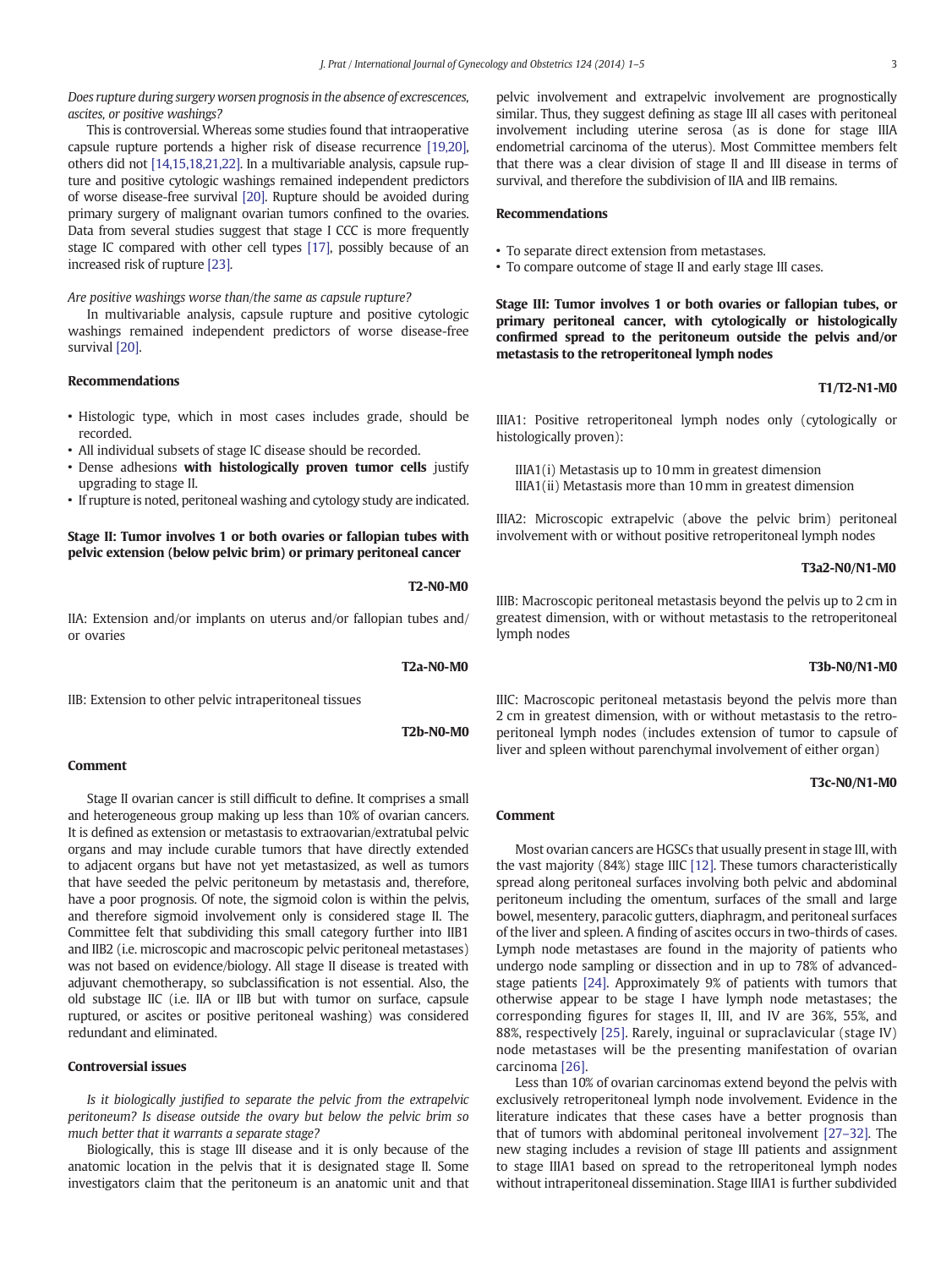*Does rupture during surgery worsen prognosis in the absence of excrescences, ascites, or positive washings?*

This is controversial. Whereas some studies found that intraoperative capsule rupture portends a higher risk of disease recurrence [19,20], others did not [14,15,18,21,22]. In a multivariable analysis, capsule rupture and positive cytologic washings remained independent predictors of worse disease-free survival [20]. Rupture should be avoided during primary surgery of malignant ovarian tumors confined to the ovaries. Data from several studies suggest that stage I CCC is more frequently stage IC compared with other cell types [17], possibly because of an increased risk of rupture [23].

*Are positive washings worse than/the same as capsule rupture?*

In multivariable analysis, capsule rupture and positive cytologic washings remained independent predictors of worse disease-free survival [20].

### Recommendations

- Histologic type, which in most cases includes grade, should be recorded.
- All individual subsets of stage IC disease should be recorded.
- Dense adhesions **with histologically proven tumor cells** justify upgrading to stage II.
- If rupture is noted, peritoneal washing and cytology study are indicated.

### Stage II: Tumor involves 1 or both ovaries or fallopian tubes with pelvic extension (below pelvic brim) or primary peritoneal cancer

**T2-N0-M0**

IIA: Extension and/or implants on uterus and/or fallopian tubes and/or ovaries

**T2a-N0-M0**

IIB: Extension to other pelvic intraperitoneal tissues

**T2b-N0-M0**

### Comment

Stage II ovarian cancer is still difficult to define. It comprises a small and heterogeneous group making up less than 10% of ovarian cancers. It is defined as extension or metastasis to extraovarian/extratubal pelvic organs and may include curable tumors that have directly extended to adjacent organs but have not yet metastasized, as well as tumors that have seeded the pelvic peritoneum by metastasis and, therefore, have a poor prognosis. Of note, the sigmoid colon is within the pelvis, and therefore sigmoid involvement only is considered stage II. The Committee felt that subdividing this small category further into IIB1 and IIB2 (i.e. microscopic and macroscopic pelvic peritoneal metastases) was not based on evidence/biology. All stage II disease is treated with adjuvant chemotherapy, so subclassification is not essential. Also, the old substage IIC (i.e. IIA or IIB but with tumor on surface, capsule ruptured, or ascites or positive peritoneal washing) was considered redundant and eliminated.

### Controversial issues

*Is it biologically justified to separate the pelvic from the extrapelvic peritoneum? Is disease outside the ovary but below the pelvic brim so much better that it warrants a separate stage?*

Biologically, this is stage III disease and it is only because of the anatomic location in the pelvis that it is designated stage II. Some investigators claim that the peritoneum is an anatomic unit and that pelvic involvement and extrapelvic involvement are prognostically similar. Thus, they suggest defining as stage III all cases with peritoneal involvement including uterine serosa (as is done for stage IIIA endometrial carcinoma of the uterus). Most Committee members felt that there was a clear division of stage II and III disease in terms of survival, and therefore the subdivision of IIA and IIB remains.

### Recommendations

- To separate direct extension from metastases.
- To compare outcome of stage II and early stage III cases.

### Stage III: Tumor involves 1 or both ovaries or fallopian tubes, or primary peritoneal cancer, with cytologically or histologically confirmed spread to the peritoneum outside the pelvis and/or metastasis to the retroperitoneal lymph nodes

**T1/T2-N1-M0**

IIIA1: Positive retroperitoneal lymph nodes only (cytologically or histologically proven):

IIIA1(i) Metastasis up to 10 mm in greatest dimension
IIIA1(ii) Metastasis more than 10 mm in greatest dimension

IIIA2: Microscopic extrapelvic (above the pelvic brim) peritoneal involvement with or without positive retroperitoneal lymph nodes

**T3a2-N0/N1-M0**

IIIB: Macroscopic peritoneal metastasis beyond the pelvis up to 2 cm in greatest dimension, with or without metastasis to the retroperitoneal lymph nodes

**T3b-N0/N1-M0**

IIIC: Macroscopic peritoneal metastasis beyond the pelvis more than 2 cm in greatest dimension, with or without metastasis to the retroperitoneal lymph nodes (includes extension of tumor to capsule of liver and spleen without parenchymal involvement of either organ)

**T3c-N0/N1-M0**

### Comment

Most ovarian cancers are HGSCs that usually present in stage III, with the vast majority (84%) stage IIIC [12]. These tumors characteristically spread along peritoneal surfaces involving both pelvic and abdominal peritoneum including the omentum, surfaces of the small and large bowel, mesentery, paracolic gutters, diaphragm, and peritoneal surfaces of the liver and spleen. A finding of ascites occurs in the majority of cases. Lymph node metastases are found in the majority of patients who undergo node sampling or dissection and in up to 78% of advanced-stage patients [24]. Approximately 9% of patients with tumors that otherwise appear to be stage I have lymph node metastases; the corresponding figures for stages II, III, and IV are 36%, 55%, and 88%, respectively [25]. Rarely, inguinal or supraclavicular (stage IV) node metastases will be the presenting manifestation of ovarian carcinoma [26].

Less than 10% of ovarian carcinomas extend beyond the pelvis with exclusively retroperitoneal lymph node involvement. Evidence in the literature indicates that these cases have a better prognosis than that of tumors with abdominal peritoneal involvement [27–32]. The new staging includes a revision of stage III patients and assignment to stage IIIA1 based on spread to the retroperitoneal lymph nodes without intraperitoneal dissemination. Stage IIIA1 is further subdivided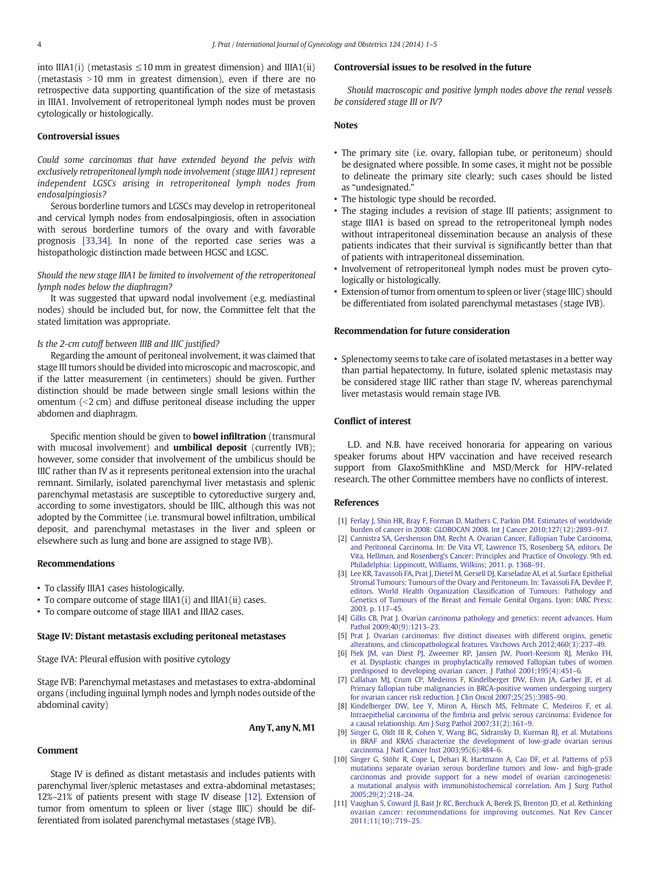into IIIA1(i) (metastasis $\leq$10 mm in greatest dimension) and IIIA1(ii) (metastasis >10 mm in greatest dimension), even if there are no retrospective data supporting quantification of the size of metastasis in IIIA1. Involvement of retroperitoneal lymph nodes must be proven cytologically or histologically.

### Controversial issues

*Could some carcinomas that have extended beyond the pelvis with exclusively retroperitoneal lymph node involvement (stage IIIA1) represent independent LGSCs arising in retroperitoneal lymph nodes from endosalpingiosis?*

Serous borderline tumors and LGSCs may develop in retroperitoneal and cervical lymph nodes from endosalpingiosis, often in association with serous borderline tumors of the ovary and with favorable prognosis [33,34]. In none of the reported case series was a histopathologic distinction made between HGSC and LGSC.

*Should the new stage IIIA1 be limited to involvement of the retroperitoneal lymph nodes below the diaphragm?*

It was suggested that upward nodal involvement (e.g. mediastinal nodes) should be included but, for now, the Committee felt that the stated limitation was appropriate.

*Is the 2-cm cutoff between IIIB and IIIC justified?*

Regarding the amount of peritoneal involvement, it was claimed that stage III tumors should be divided into microscopic and macroscopic, and if the latter measurement (in centimeters) should be given. Further distinction should be made between single small lesions within the omentum (<2 cm) and diffuse peritoneal disease including the upper abdomen and diaphragm.

Specific mention should be given to **bowel infiltration** (transmural with mucosal involvement) and **umbilical deposit** (currently IVB); however, some consider that involvement of the umbilicus should be IIIC rather than IV as it represents peritoneal extension into the urachal remnant. Similarly, isolated parenchymal liver metastasis and splenic parenchymal metastasis are susceptible to cytoreductive surgery and, according to some investigators, should be IIIC, although this was not adopted by the Committee (i.e. transmural bowel infiltration, umbilical deposit, and parenchymal metastases in the liver and spleen or elsewhere such as lung and bone are assigned to stage IVB).

### Recommendations

- To classify IIIA1 cases histologically.
- To compare outcome of stage IIIA1(i) and IIIA1(ii) cases.
- To compare outcome of stage IIIA1 and IIIA2 cases.

### Stage IV: Distant metastasis excluding peritoneal metastases

Stage IVA: Pleural effusion with positive cytology

Stage IVB: Parenchymal metastases and metastases to extra-abdominal organs (including inguinal lymph nodes and lymph nodes outside of the abdominal cavity)

**Any T, any N, M1**

### Comment

Stage IV is defined as distant metastasis and includes patients with parenchymal liver/splenic metastases and extra-abdominal metastases; 12%–21% of patients present with stage IV disease [12]. Extension of tumor from omentum to spleen or liver (stage IIIC) should be differentiated from isolated parenchymal metastases (stage IVB).

### Controversial issues to be resolved in the future

*Should macroscopic and positive lymph nodes above the renal vessels be considered stage III or IV?*

### Notes

- The primary site (i.e. ovary, fallopian tube, or peritoneum) should be designated where possible. In some cases, it might not be possible to delineate the primary site clearly; such cases should be listed as "undesignated."
- The histologic type should be recorded.
- The staging includes a revision of stage III patients; assignment to stage IIIA1 is based on spread to the retroperitoneal lymph nodes without intraperitoneal dissemination because an analysis of these patients indicates that their survival is significantly better than that of patients with intraperitoneal dissemination.
- Involvement of retroperitoneal lymph nodes must be proven cytologically or histologically.
- Extension of tumor from omentum to spleen or liver (stage IIIC) should be differentiated from isolated parenchymal metastases (stage IVB).

### Recommendation for future consideration

- Splenectomy seems to take care of isolated metastases in a better way than partial hepatectomy. In future, isolated splenic metastasis may be considered stage IIIC rather than stage IV, whereas parenchymal liver metastasis would remain stage IVB.

### Conflict of interest

L.D. and N.B. have received honoraria for appearing on various speaker forums about HPV vaccination and have received research support from GlaxoSmithKline and MSD/Merck for HPV-related research. The other Committee members have no conflicts of interest.

### References

[1] Ferlay J, Shin HR, Bray F, Forman D, Mathers C, Parkin DM. Estimates of worldwide burden of cancer in 2008: GLOBOCAN 2008. Int J Cancer 2010;127(12):2893–917.

[2] Cannistra SA, Gershenson DM, Recht A. Ovarian Cancer, Fallopian Tube Carcinoma, and Peritoneal Carcinoma. In: De Vita VT, Lawrence TS, Rosenberg SA, editors. De Vita, Hellman, and Rosenberg's Cancer: Principles and Practice of Oncology. 9th ed. Philadelphia: Lippincott, Williams, Wilkins; 2011. p. 1368–91.

[3] Lee KR, Tavassoli FA, Prat J, Dietel M, Gersell DJ, Karseladze AI, et al. Surface Epithelial Stromal Tumours: Tumours of the Ovary and Peritoneum. In: Tavassoli FA, Devilee P, editors. World Health Organization Classification of Tumours: Pathology and Genetics of Tumours of the Breast and Female Genital Organs. Lyon: IARC Press; 2003. p. 117–45.

[4] Gilks CB, Prat J. Ovarian carcinoma pathology and genetics: recent advances. Hum Pathol 2009;40(9):1213–23.

[5] Prat J. Ovarian carcinomas: five distinct diseases with different origins, genetic alterations, and clinicopathological features. Virchows Arch 2012;460(3):237–49.

[6] Piek JM, van Diest PJ, Zweemer RP, Jansen JW, Poort-Keesom RJ, Menko FH, et al. Dysplastic changes in prophylactically removed Fallopian tubes of women predisposed to developing ovarian cancer. J Pathol 2001;195(4):451–6.

[7] Callahan MJ, Crum CP, Medeiros F, Kindelberger DW, Elvin JA, Garber JE, et al. Primary fallopian tube malignancies in BRCA-positive women undergoing surgery for ovarian cancer risk reduction. J Clin Oncol 2007;25(25):3985–90.

[8] Kindelberger DW, Lee Y, Miron A, Hirsch MS, Feltmate C, Medeiros F, et al. Intraepithelial carcinoma of the fimbria and pelvic serous carcinoma: Evidence for a causal relationship. Am J Surg Pathol 2007;31(2):161–9.

[9] Singer G, Oldt III R, Cohen Y, Wang BG, Sidransky D, Kurman RJ, et al. Mutations in BRAF and KRAS characterize the development of low-grade ovarian serous carcinoma. J Natl Cancer Inst 2003;95(6):484–6.

[10] Singer G, Stöhr R, Cope L, Dehari R, Hartmann A, Cao DF, et al. Patterns of p53 mutations separate ovarian serous borderline tumors and low- and high-grade carcinomas and provide support for a new model of ovarian carcinogenesis: a mutational analysis with immunohistochemical correlation. Am J Surg Pathol 2005;29(2):218–24.

[11] Vaughan S, Coward JI, Bast Jr RC, Berchuck A, Berek JS, Brenton JD, et al. Rethinking ovarian cancer: recommendations for improving outcomes. Nat Rev Cancer 2011;11(10):719–25.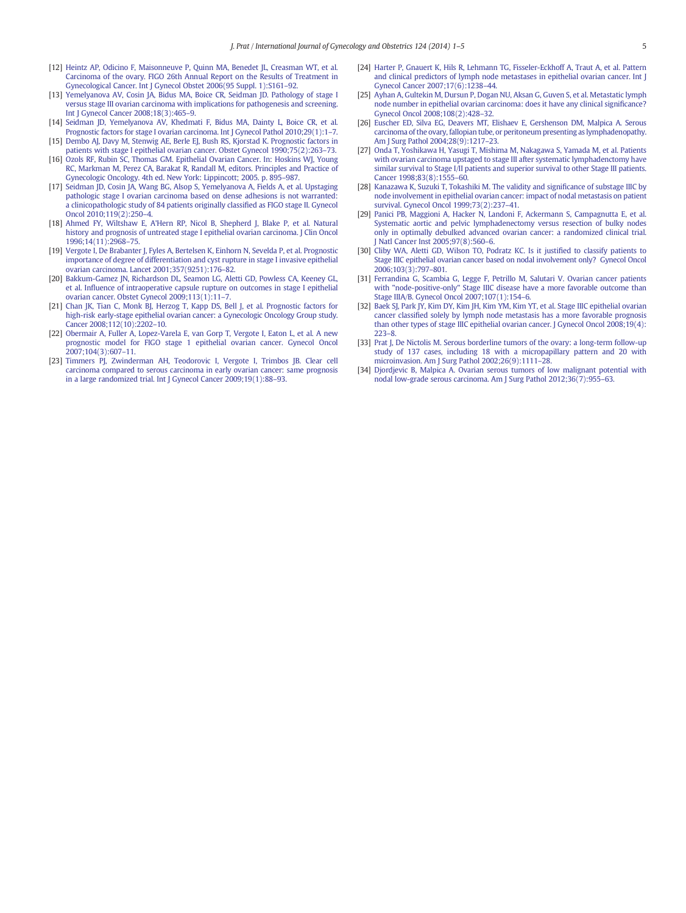[12] Heintz AP, Odicino F, Maisonneuve P, Quinn MA, Benedet JL, Creasman WT, et al. Carcinoma of the ovary. FIGO 26th Annual Report on the Results of Treatment in Gynecological Cancer. Int J Gynecol Obstet 2006(95 Suppl. 1):S161–92.

[13] Yemelyanova AV, Cosin JA, Bidus MA, Boice CR, Seidman JD. Pathology of stage I versus stage III ovarian carcinoma with implications for pathogenesis and screening. Int J Gynecol Cancer 2008;18(3):465–9.

[14] Seidman JD, Yemelyanova AV, Khedmati F, Bidus MA, Dainty L, Boice CR, et al. Prognostic factors for stage I ovarian carcinoma. Int J Gynecol Pathol 2010;29(1):1–7.

[15] Dembo AJ, Davy M, Stenwig AE, Berle EJ, Bush RS, Kjorstad K. Prognostic factors in patients with stage I epithelial ovarian cancer. Obstet Gynecol 1990;75(2):263–73.

[16] Ozols RF, Rubin SC, Thomas GM. Epithelial Ovarian Cancer. In: Hoskins WJ, Young RC, Markman M, Perez CA, Barakat R, Randall M, editors. Principles and Practice of Gynecologic Oncology. 4th ed. New York: Lippincott; 2005. p. 895–987.

[17] Seidman JD, Cosin JA, Wang BG, Alsop S, Yemelyanova A, Fields A, et al. Upstaging pathologic stage I ovarian carcinoma based on dense adhesions is not warranted: a clinicopathologic study of 84 patients originally classified as FIGO stage II. Gynecol Oncol 2010;119(2):250–4.

[18] Ahmed FY, Wiltshaw E, A'Hern RP, Nicol B, Shepherd J, Blake P, et al. Natural history and prognosis of untreated stage I epithelial ovarian carcinoma. J Clin Oncol 1996;14(11):2968–75.

[19] Vergote I, De Brabanter J, Fyles A, Bertelsen K, Einhorn N, Sevelda P, et al. Prognostic importance of degree of differentiation and cyst rupture in stage I invasive epithelial ovarian carcinoma. Lancet 2001;357(9251):176–82.

[20] Bakkum-Gamez JN, Richardson DL, Seamon LG, Aletti GD, Powless CA, Keeney GL, et al. Influence of intraoperative capsule rupture on outcomes in stage I epithelial ovarian cancer. Obstet Gynecol 2009;113(1):11–7.

[21] Chan JK, Tian C, Monk BJ, Herzog T, Kapp DS, Bell J, et al. Prognostic factors for high-risk early-stage epithelial ovarian cancer: a Gynecologic Oncology Group study. Cancer 2008;112(10):2202–10.

[22] Obermair A, Fuller A, Lopez-Varela E, van Gorp T, Vergote I, Eaton L, et al. A new prognostic model for FIGO stage 1 epithelial ovarian cancer. Gynecol Oncol 2007;104(3):607–11.

[23] Timmers PJ, Zwinderman AH, Teodorovic I, Vergote I, Trimbos JB. Clear cell carcinoma compared to serous carcinoma in early ovarian cancer: same prognosis in a large randomized trial. Int J Gynecol Cancer 2009;19(1):88–93.

[24] Harter P, Gnauert K, Hils R, Lehmann TG, Fisseler-Eckhoff A, Traut A, et al. Pattern and clinical predictors of lymph node metastases in epithelial ovarian cancer. Int J Gynecol Cancer 2007;17(6):1238–44.

[25] Ayhan A, Gultekin M, Dursun P, Dogan NU, Aksan G, Guven S, et al. Metastatic lymph node number in epithelial ovarian carcinoma: does it have any clinical significance? Gynecol Oncol 2008;108(2):428–32.

[26] Euscher ED, Silva EG, Deavers MT, Elishaev E, Gershenson DM, Malpica A. Serous carcinoma of the ovary, fallopian tube, or peritoneum presenting as lymphadenopathy. Am J Surg Pathol 2004;28(9):1217–23.

[27] Onda T, Yoshikawa H, Yasugi T, Mishima M, Nakagawa S, Yamada M, et al. Patients with ovarian carcinoma upstaged to stage III after systematic lymphadenctomy have similar survival to Stage I/II patients and superior survival to other Stage III patients. Cancer 1998;83(8):1555–60.

[28] Kanazawa K, Suzuki T, Tokashiki M. The validity and significance of substage IIIC by node involvement in epithelial ovarian cancer: impact of nodal metastasis on patient survival. Gynecol Oncol 1999;73(2):237–41.

[29] Panici PB, Maggioni A, Hacker N, Landoni F, Ackermann S, Campagnutta E, et al. Systematic aortic and pelvic lymphadenectomy versus resection of bulky nodes only in optimally debulked advanced ovarian cancer: a randomized clinical trial. J Natl Cancer Inst 2005;97(8):560–6.

[30] Cliby WA, Aletti GD, Wilson TO, Podratz KC. Is it justified to classify patients to Stage IIIC epithelial ovarian cancer based on nodal involvement only? Gynecol Oncol 2006;103(3):797–801.

[31] Ferrandina G, Scambia G, Legge F, Petrillo M, Salutari V. Ovarian cancer patients with "node-positive-only" Stage IIIC disease have a more favorable outcome than Stage IIIA/B. Gynecol Oncol 2007;107(1):154–6.

[32] Baek SJ, Park JY, Kim DY, Kim JH, Kim YM, Kim YT, et al. Stage IIIC epithelial ovarian cancer classified solely by lymph node metastasis has a more favorable prognosis than other types of stage IIIC epithelial ovarian cancer. J Gynecol Oncol 2008;19(4):223–8.

[33] Prat J, De Nictolis M. Serous borderline tumors of the ovary: a long-term follow-up study of 137 cases, including 18 with a micropapillary pattern and 20 with microinvasion. Am J Surg Pathol 2002;26(9):1111–28.

[34] Djordjevic B, Malpica A. Ovarian serous tumors of low malignant potential with nodal low-grade serous carcinoma. Am J Surg Pathol 2012;36(7):955–63.